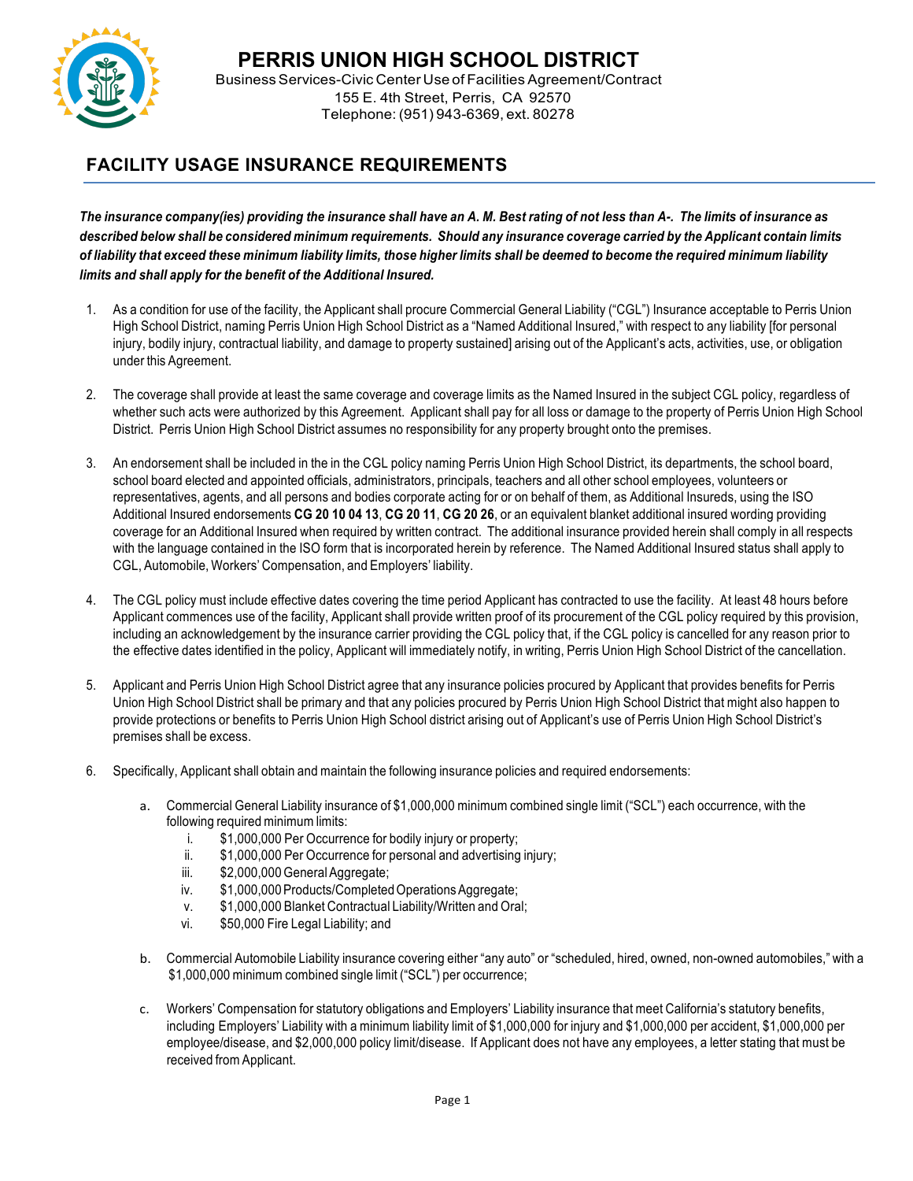# PERRIS UNION HIGH SCHOOL DISTRICT

Business Services-Civic Center Use of Facilities Agreement/Contract
155 E. 4th Street, Perris, CA 92570
Telephone: (951) 943-6369, ext. 80278

## FACILITY USAGE INSURANCE REQUIREMENTS

***The insurance company(ies) providing the insurance shall have an A. M. Best rating of not less than A-. The limits of insurance as described below shall be considered minimum requirements. Should any insurance coverage carried by the Applicant contain limits of liability that exceed these minimum liability limits, those higher limits shall be deemed to become the required minimum liability limits and shall apply for the benefit of the Additional Insured.***

1. As a condition for use of the facility, the Applicant shall procure Commercial General Liability ("CGL") Insurance acceptable to Perris Union High School District, naming Perris Union High School District as a "Named Additional Insured," with respect to any liability [for personal injury, bodily injury, contractual liability, and damage to property sustained] arising out of the Applicant's acts, activities, use, or obligation under this Agreement.

2. The coverage shall provide at least the same coverage and coverage limits as the Named Insured in the subject CGL policy, regardless of whether such acts were authorized by this Agreement. Applicant shall pay for all loss or damage to the property of Perris Union High School District. Perris Union High School District assumes no responsibility for any property brought onto the premises.

3. An endorsement shall be included in the in the CGL policy naming Perris Union High School District, its departments, the school board, school board elected and appointed officials, administrators, principals, teachers and all other school employees, volunteers or representatives, agents, and all persons and bodies corporate acting for or on behalf of them, as Additional Insureds, using the ISO Additional Insured endorsements **CG 20 10 04 13**, **CG 20 11**, **CG 20 26**, or an equivalent blanket additional insured wording providing coverage for an Additional Insured when required by written contract. The additional insurance provided herein shall comply in all respects with the language contained in the ISO form that is incorporated herein by reference. The Named Additional Insured status shall apply to CGL, Automobile, Workers' Compensation, and Employers' liability.

4. The CGL policy must include effective dates covering the time period Applicant has contracted to use the facility. At least 48 hours before Applicant commences use of the facility, Applicant shall provide written proof of its procurement of the CGL policy required by this provision, including an acknowledgement by the insurance carrier providing the CGL policy that, if the CGL policy is cancelled for any reason prior to the effective dates identified in the policy, Applicant will immediately notify, in writing, Perris Union High School District of the cancellation.

5. Applicant and Perris Union High School District agree that any insurance policies procured by Applicant that provides benefits for Perris Union High School District shall be primary and that any policies procured by Perris Union High School District that might also happen to provide protections or benefits to Perris Union High School district arising out of Applicant's use of Perris Union High School District's premises shall be excess.

6. Specifically, Applicant shall obtain and maintain the following insurance policies and required endorsements:

   a. Commercial General Liability insurance of $1,000,000 minimum combined single limit ("SCL") each occurrence, with the following required minimum limits:
      i. $1,000,000 Per Occurrence for bodily injury or property;
      ii. $1,000,000 Per Occurrence for personal and advertising injury;
      iii. $2,000,000 General Aggregate;
      iv. $1,000,000 Products/Completed Operations Aggregate;
      v. $1,000,000 Blanket Contractual Liability/Written and Oral;
      vi. $50,000 Fire Legal Liability; and

   b. Commercial Automobile Liability insurance covering either "any auto" or "scheduled, hired, owned, non-owned automobiles," with a $1,000,000 minimum combined single limit ("SCL") per occurrence;

   c. Workers' Compensation for statutory obligations and Employers' Liability insurance that meet California's statutory benefits, including Employers' Liability with a minimum liability limit of $1,000,000 for injury and $1,000,000 per accident, $1,000,000 per employee/disease, and $2,000,000 policy limit/disease. If Applicant does not have any employees, a letter stating that must be received from Applicant.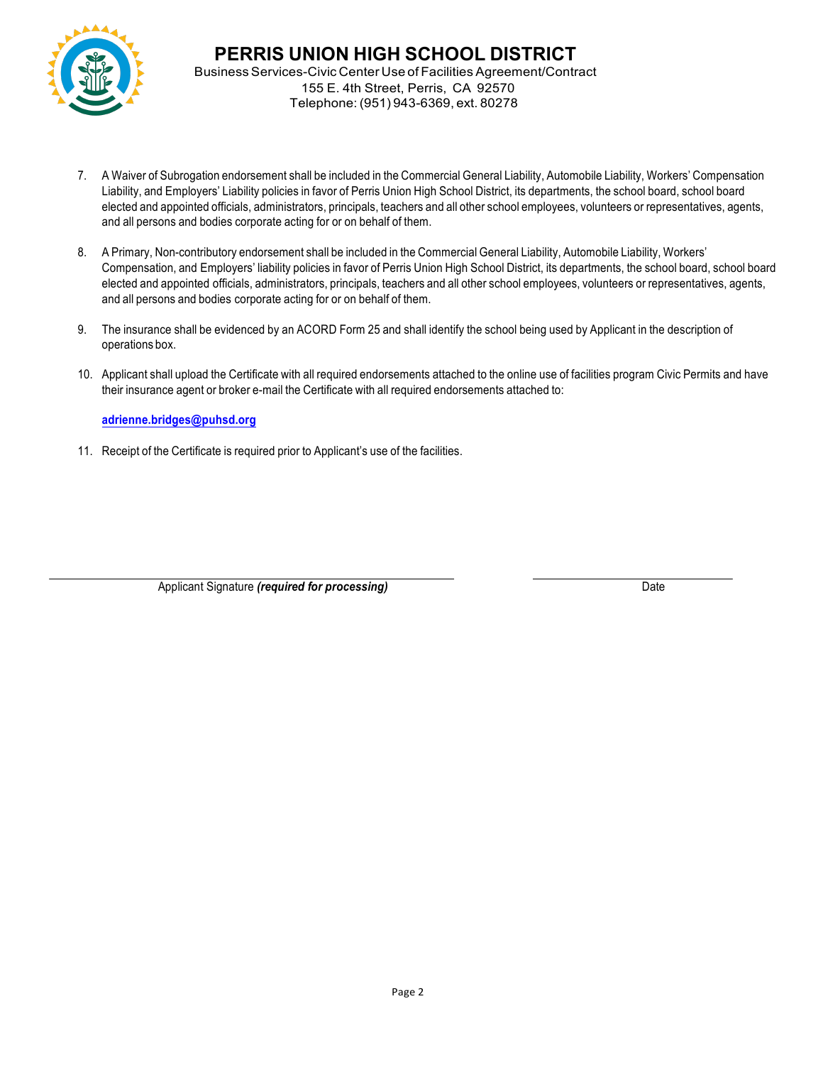7. A Waiver of Subrogation endorsement shall be included in the Commercial General Liability, Automobile Liability, Workers' Compensation Liability, and Employers' Liability policies in favor of Perris Union High School District, its departments, the school board, school board elected and appointed officials, administrators, principals, teachers and all other school employees, volunteers or representatives, agents, and all persons and bodies corporate acting for or on behalf of them.

8. A Primary, Non-contributory endorsement shall be included in the Commercial General Liability, Automobile Liability, Workers' Compensation, and Employers' liability policies in favor of Perris Union High School District, its departments, the school board, school board elected and appointed officials, administrators, principals, teachers and all other school employees, volunteers or representatives, agents, and all persons and bodies corporate acting for or on behalf of them.

9. The insurance shall be evidenced by an ACORD Form 25 and shall identify the school being used by Applicant in the description of operations box.

10. Applicant shall upload the Certificate with all required endorsements attached to the online use of facilities program Civic Permits and have their insurance agent or broker e-mail the Certificate with all required endorsements attached to:

    **adrienne.bridges@puhsd.org**

11. Receipt of the Certificate is required prior to Applicant's use of the facilities.

\_\_\_\_\_\_\_\_\_\_\_\_\_\_\_\_\_\_\_\_\_\_\_\_\_\_\_\_\_\_\_\_\_\_\_\_\_\_\_\_ \_\_\_\_\_\_\_\_\_\_\_\_\_\_\_\_\_\_\_\_

Applicant Signature ***(required for processing)*** Date